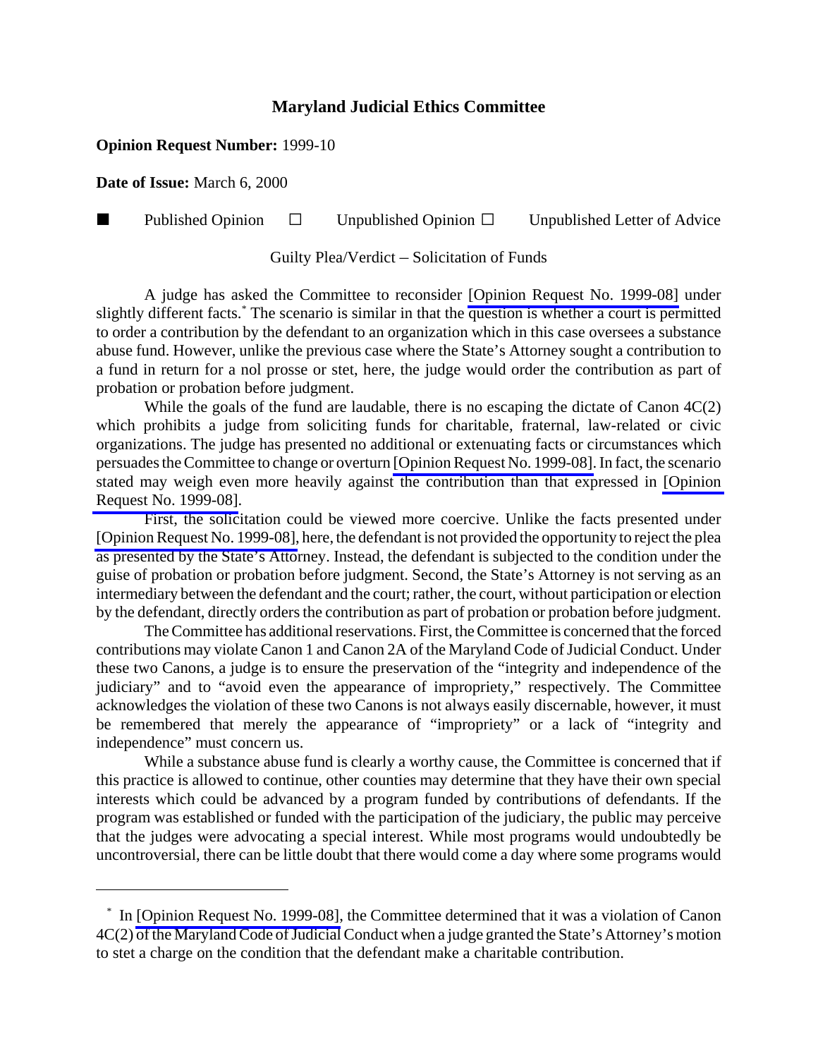# Maryland Judicial Ethics Committee

**Opinion Request Number:** 1999-10

**Date of Issue:** March 6, 2000

■ Published Opinion ☐ Unpublished Opinion ☐ Unpublished Letter of Advice

Guilty Plea/Verdict – Solicitation of Funds

A judge has asked the Committee to reconsider [Opinion Request No. 1999-08] under slightly different facts.* The scenario is similar in that the question is whether a court is permitted to order a contribution by the defendant to an organization which in this case oversees a substance abuse fund. However, unlike the previous case where the State's Attorney sought a contribution to a fund in return for a nol prosse or stet, here, the judge would order the contribution as part of probation or probation before judgment.

While the goals of the fund are laudable, there is no escaping the dictate of Canon 4C(2) which prohibits a judge from soliciting funds for charitable, fraternal, law-related or civic organizations. The judge has presented no additional or extenuating facts or circumstances which persuades the Committee to change or overturn [Opinion Request No. 1999-08]. In fact, the scenario stated may weigh even more heavily against the contribution than that expressed in [Opinion Request No. 1999-08].

First, the solicitation could be viewed more coercive. Unlike the facts presented under [Opinion Request No. 1999-08], here, the defendant is not provided the opportunity to reject the plea as presented by the State's Attorney. Instead, the defendant is subjected to the condition under the guise of probation or probation before judgment. Second, the State's Attorney is not serving as an intermediary between the defendant and the court; rather, the court, without participation or election by the defendant, directly orders the contribution as part of probation or probation before judgment.

The Committee has additional reservations. First, the Committee is concerned that the forced contributions may violate Canon 1 and Canon 2A of the Maryland Code of Judicial Conduct. Under these two Canons, a judge is to ensure the preservation of the "integrity and independence of the judiciary" and to "avoid even the appearance of impropriety," respectively. The Committee acknowledges the violation of these two Canons is not always easily discernable, however, it must be remembered that merely the appearance of "impropriety" or a lack of "integrity and independence" must concern us.

While a substance abuse fund is clearly a worthy cause, the Committee is concerned that if this practice is allowed to continue, other counties may determine that they have their own special interests which could be advanced by a program funded by contributions of defendants. If the program was established or funded with the participation of the judiciary, the public may perceive that the judges were advocating a special interest. While most programs would undoubtedly be uncontroversial, there can be little doubt that there would come a day where some programs would

---

* In [Opinion Request No. 1999-08], the Committee determined that it was a violation of Canon 4C(2) of the Maryland Code of Judicial Conduct when a judge granted the State's Attorney's motion to stet a charge on the condition that the defendant make a charitable contribution.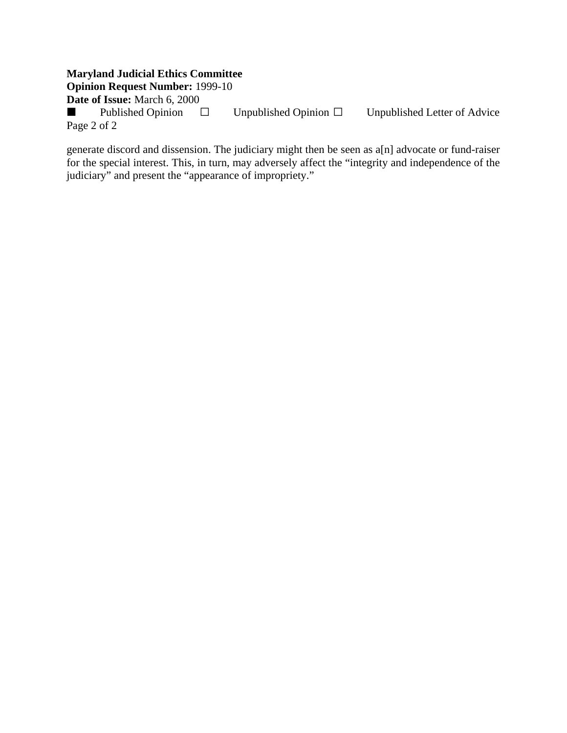generate discord and dissension. The judiciary might then be seen as a[n] advocate or fund-raiser for the special interest. This, in turn, may adversely affect the "integrity and independence of the judiciary" and present the "appearance of impropriety."